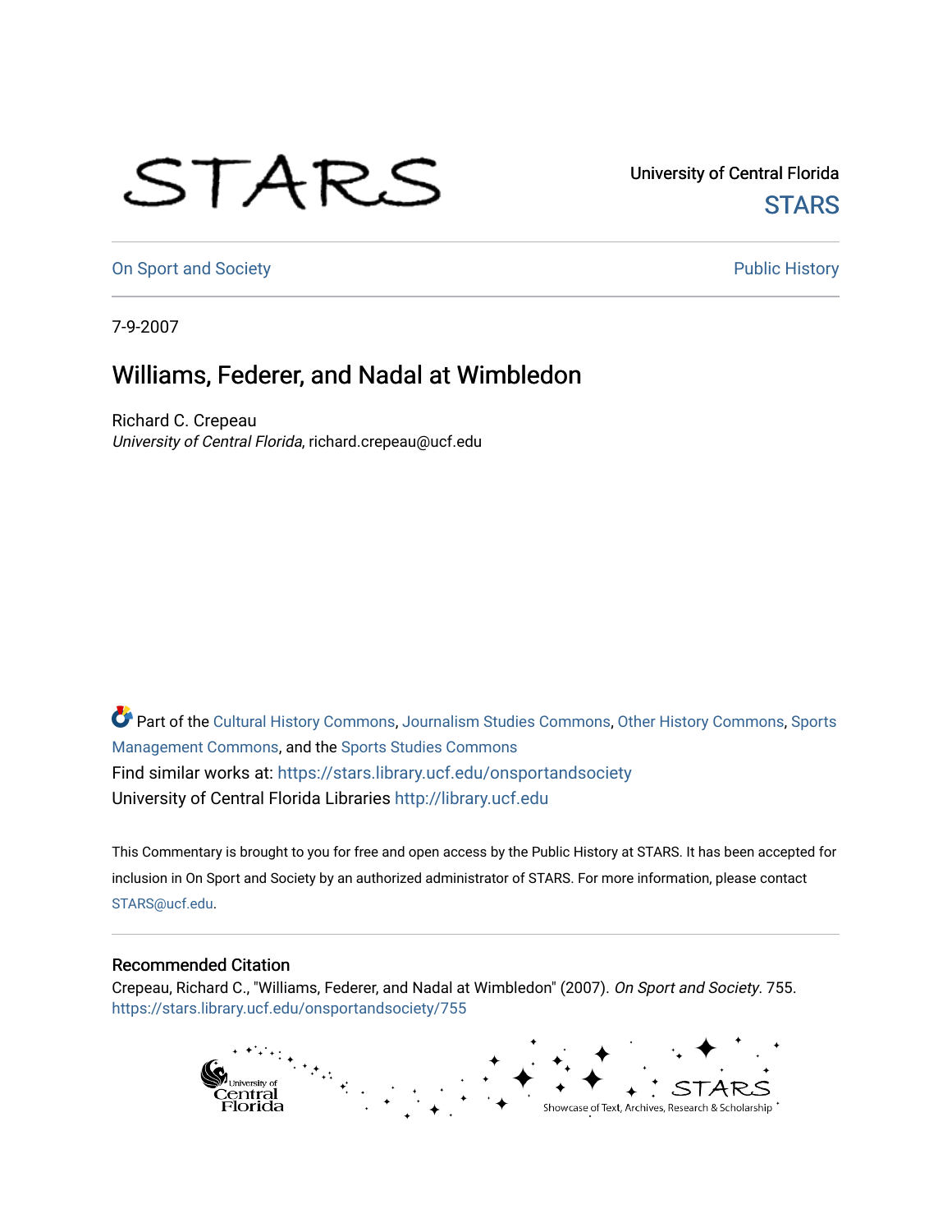University of Central Florida

STARS

On Sport and Society

Public History

7-9-2007

# Williams, Federer, and Nadal at Wimbledon

Richard C. Crepeau
*University of Central Florida*, richard.crepeau@ucf.edu

Part of the Cultural History Commons, Journalism Studies Commons, Other History Commons, Sports Management Commons, and the Sports Studies Commons
Find similar works at: https://stars.library.ucf.edu/onsportandsociety
University of Central Florida Libraries http://library.ucf.edu

This Commentary is brought to you for free and open access by the Public History at STARS. It has been accepted for inclusion in On Sport and Society by an authorized administrator of STARS. For more information, please contact STARS@ucf.edu.

## Recommended Citation

Crepeau, Richard C., "Williams, Federer, and Nadal at Wimbledon" (2007). *On Sport and Society*. 755.
https://stars.library.ucf.edu/onsportandsociety/755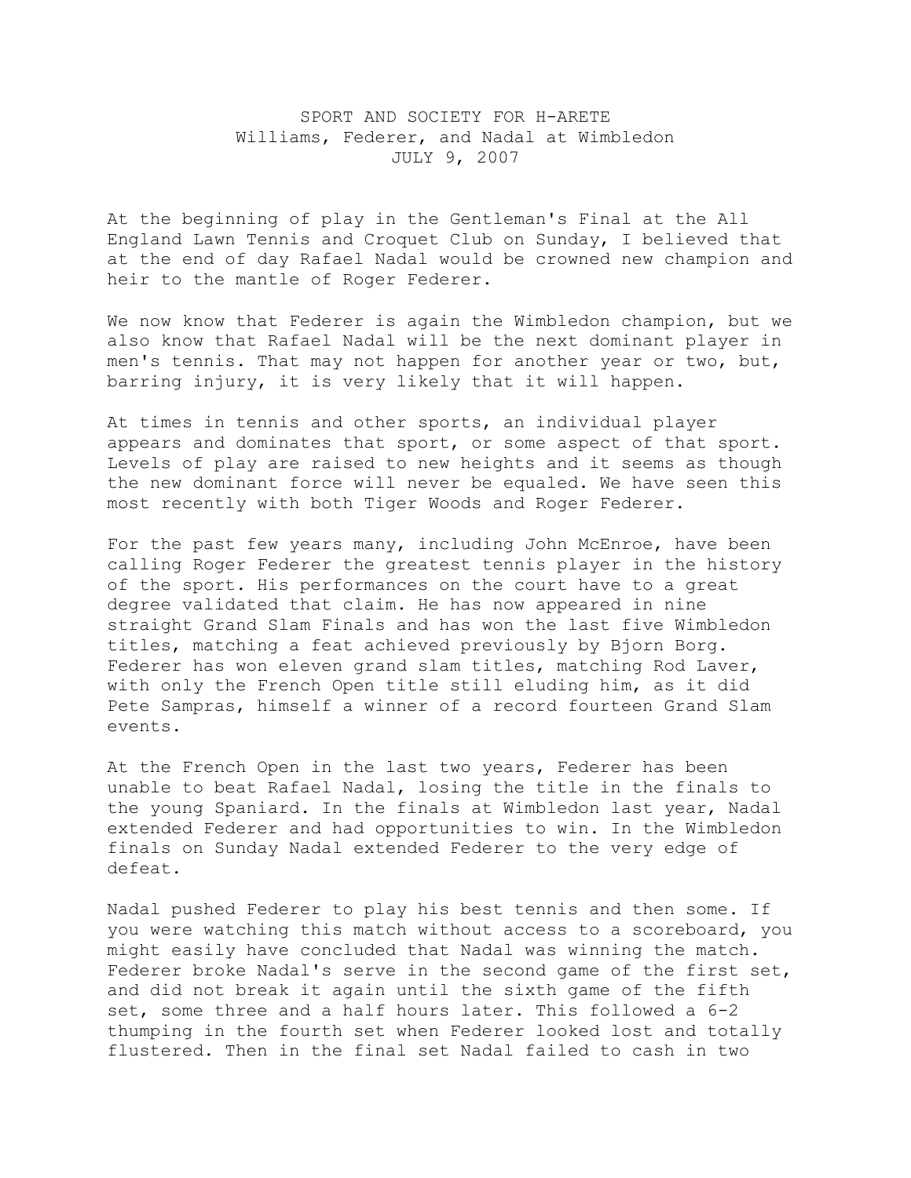SPORT AND SOCIETY FOR H-ARETE
Williams, Federer, and Nadal at Wimbledon
JULY 9, 2007

At the beginning of play in the Gentleman's Final at the All England Lawn Tennis and Croquet Club on Sunday, I believed that at the end of day Rafael Nadal would be crowned new champion and heir to the mantle of Roger Federer.

We now know that Federer is again the Wimbledon champion, but we also know that Rafael Nadal will be the next dominant player in men's tennis. That may not happen for another year or two, but, barring injury, it is very likely that it will happen.

At times in tennis and other sports, an individual player appears and dominates that sport, or some aspect of that sport. Levels of play are raised to new heights and it seems as though the new dominant force will never be equaled. We have seen this most recently with both Tiger Woods and Roger Federer.

For the past few years many, including John McEnroe, have been calling Roger Federer the greatest tennis player in the history of the sport. His performances on the court have to a great degree validated that claim. He has now appeared in nine straight Grand Slam Finals and has won the last five Wimbledon titles, matching a feat achieved previously by Bjorn Borg. Federer has won eleven grand slam titles, matching Rod Laver, with only the French Open title still eluding him, as it did Pete Sampras, himself a winner of a record fourteen Grand Slam events.

At the French Open in the last two years, Federer has been unable to beat Rafael Nadal, losing the title in the finals to the young Spaniard. In the finals at Wimbledon last year, Nadal extended Federer and had opportunities to win. In the Wimbledon finals on Sunday Nadal extended Federer to the very edge of defeat.

Nadal pushed Federer to play his best tennis and then some. If you were watching this match without access to a scoreboard, you might easily have concluded that Nadal was winning the match. Federer broke Nadal's serve in the second game of the first set, and did not break it again until the sixth game of the fifth set, some three and a half hours later. This followed a 6-2 thumping in the fourth set when Federer looked lost and totally flustered. Then in the final set Nadal failed to cash in two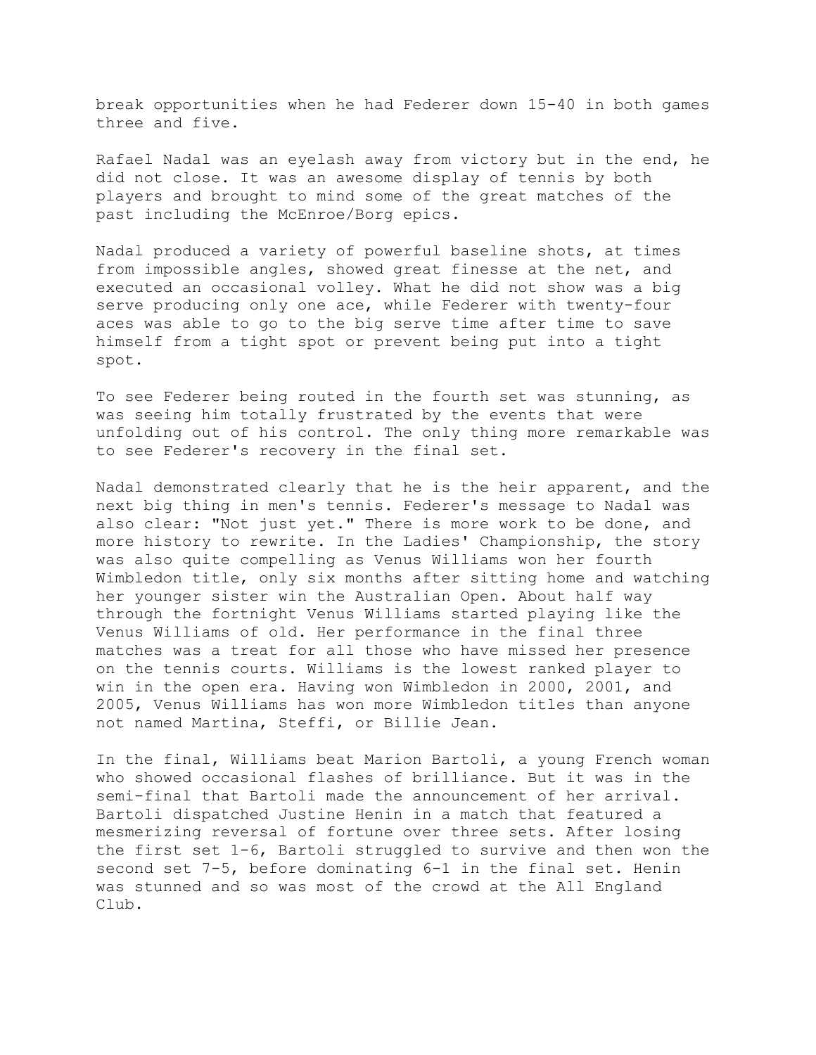break opportunities when he had Federer down 15-40 in both games three and five.

Rafael Nadal was an eyelash away from victory but in the end, he did not close. It was an awesome display of tennis by both players and brought to mind some of the great matches of the past including the McEnroe/Borg epics.

Nadal produced a variety of powerful baseline shots, at times from impossible angles, showed great finesse at the net, and executed an occasional volley. What he did not show was a big serve producing only one ace, while Federer with twenty-four aces was able to go to the big serve time after time to save himself from a tight spot or prevent being put into a tight spot.

To see Federer being routed in the fourth set was stunning, as was seeing him totally frustrated by the events that were unfolding out of his control. The only thing more remarkable was to see Federer's recovery in the final set.

Nadal demonstrated clearly that he is the heir apparent, and the next big thing in men's tennis. Federer's message to Nadal was also clear: "Not just yet." There is more work to be done, and more history to rewrite. In the Ladies' Championship, the story was also quite compelling as Venus Williams won her fourth Wimbledon title, only six months after sitting home and watching her younger sister win the Australian Open. About half way through the fortnight Venus Williams started playing like the Venus Williams of old. Her performance in the final three matches was a treat for all those who have missed her presence on the tennis courts. Williams is the lowest ranked player to win in the open era. Having won Wimbledon in 2000, 2001, and 2005, Venus Williams has won more Wimbledon titles than anyone not named Martina, Steffi, or Billie Jean.

In the final, Williams beat Marion Bartoli, a young French woman who showed occasional flashes of brilliance. But it was in the semi-final that Bartoli made the announcement of her arrival. Bartoli dispatched Justine Henin in a match that featured a mesmerizing reversal of fortune over three sets. After losing the first set 1-6, Bartoli struggled to survive and then won the second set 7-5, before dominating 6-1 in the final set. Henin was stunned and so was most of the crowd at the All England Club.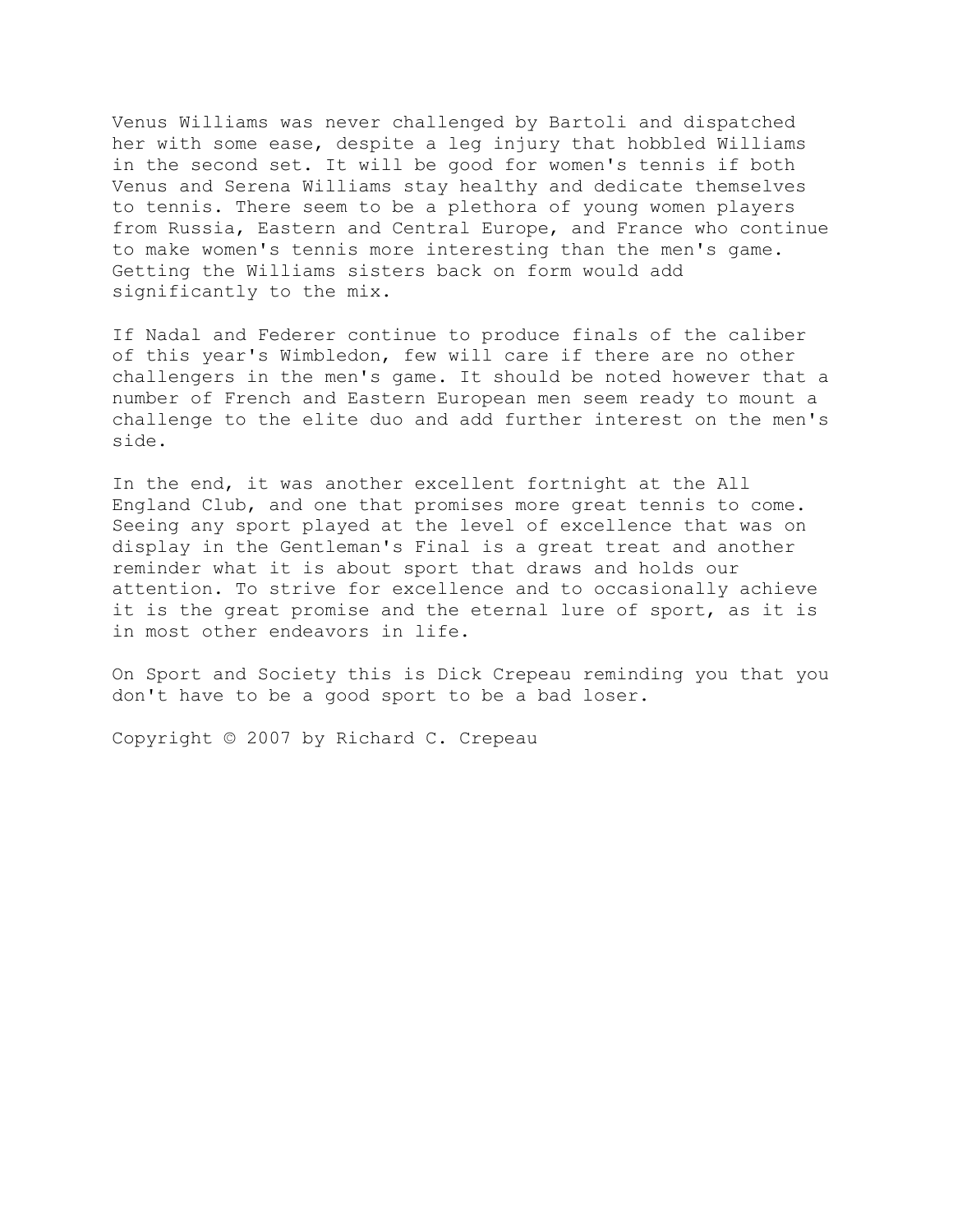Venus Williams was never challenged by Bartoli and dispatched her with some ease, despite a leg injury that hobbled Williams in the second set. It will be good for women's tennis if both Venus and Serena Williams stay healthy and dedicate themselves to tennis. There seem to be a plethora of young women players from Russia, Eastern and Central Europe, and France who continue to make women's tennis more interesting than the men's game. Getting the Williams sisters back on form would add significantly to the mix.

If Nadal and Federer continue to produce finals of the caliber of this year's Wimbledon, few will care if there are no other challengers in the men's game. It should be noted however that a number of French and Eastern European men seem ready to mount a challenge to the elite duo and add further interest on the men's side.

In the end, it was another excellent fortnight at the All England Club, and one that promises more great tennis to come. Seeing any sport played at the level of excellence that was on display in the Gentleman's Final is a great treat and another reminder what it is about sport that draws and holds our attention. To strive for excellence and to occasionally achieve it is the great promise and the eternal lure of sport, as it is in most other endeavors in life.

On Sport and Society this is Dick Crepeau reminding you that you don't have to be a good sport to be a bad loser.

Copyright © 2007 by Richard C. Crepeau